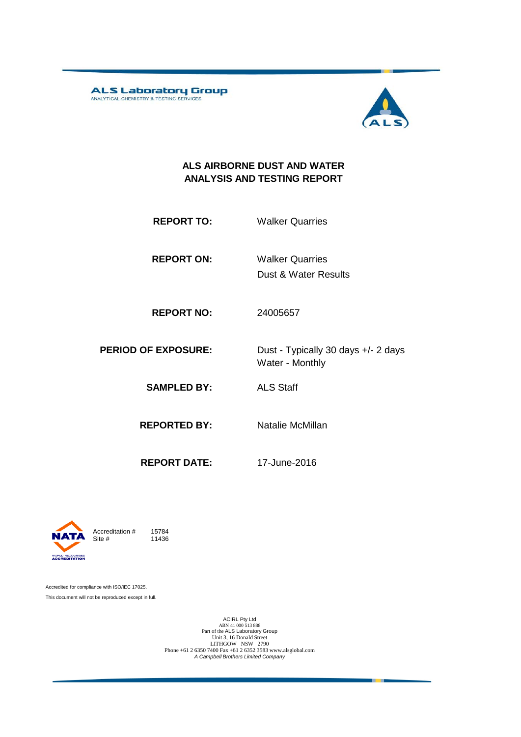**ALS Laboratory Group**
ANALYTICAL CHEMISTRY & TESTING SERVICES

# ALS AIRBORNE DUST AND WATER ANALYSIS AND TESTING REPORT

| | |
|---|---|
| **REPORT TO:** | Walker Quarries |
| **REPORT ON:** | Walker Quarries<br>Dust & Water Results |
| **REPORT NO:** | 24005657 |
| **PERIOD OF EXPOSURE:** | Dust - Typically 30 days +/- 2 days<br>Water - Monthly |
| **SAMPLED BY:** | ALS Staff |
| **REPORTED BY:** | Natalie McMillan |
| **REPORT DATE:** | 17-June-2016 |

NATA
WORLD RECOGNISED ACCREDITATION

Accreditation # 15784
Site # 11436

Accredited for compliance with ISO/IEC 17025.

This document will not be reproduced except in full.

ACIRL Pty Ltd
ABN 41 000 513 888
Part of the ALS Laboratory Group
Unit 3, 16 Donald Street
LITHGOW NSW 2790
Phone +61 2 6350 7400 Fax +61 2 6352 3583 www.alsglobal.com
*A Campbell Brothers Limited Company*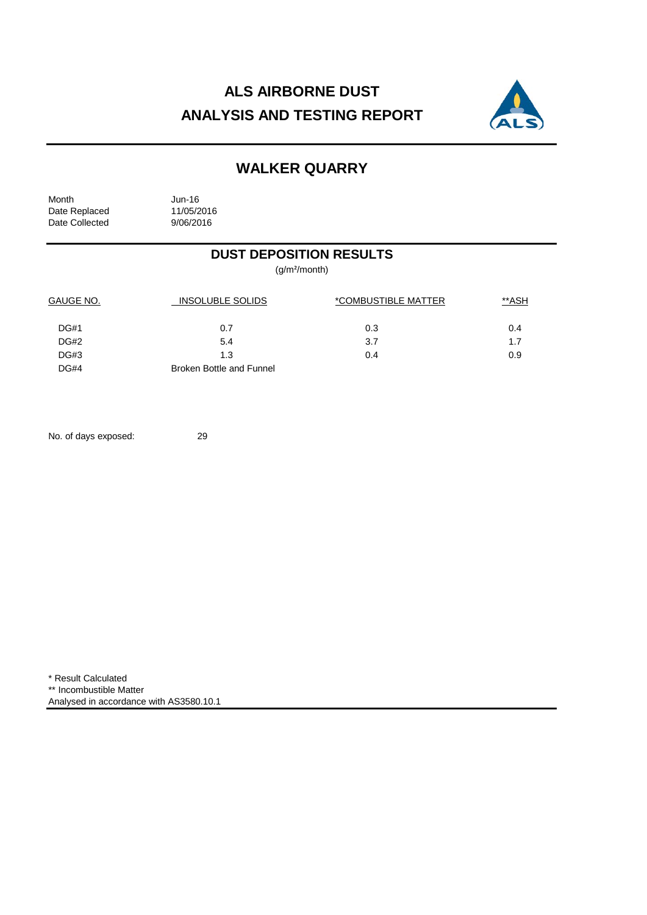# ALS AIRBORNE DUST
# ANALYSIS AND TESTING REPORT

## WALKER QUARRY

| | |
|---|---|
| Month | Jun-16 |
| Date Replaced | 11/05/2016 |
| Date Collected | 9/06/2016 |

## DUST DEPOSITION RESULTS

(g/m²/month)

| GAUGE NO. | INSOLUBLE SOLIDS | *COMBUSTIBLE MATTER | **ASH |
|---|---|---|---|
| DG#1 | 0.7 | 0.3 | 0.4 |
| DG#2 | 5.4 | 3.7 | 1.7 |
| DG#3 | 1.3 | 0.4 | 0.9 |
| DG#4 | Broken Bottle and Funnel | | |

No. of days exposed: 29

\* Result Calculated

** Incombustible Matter

Analysed in accordance with AS3580.10.1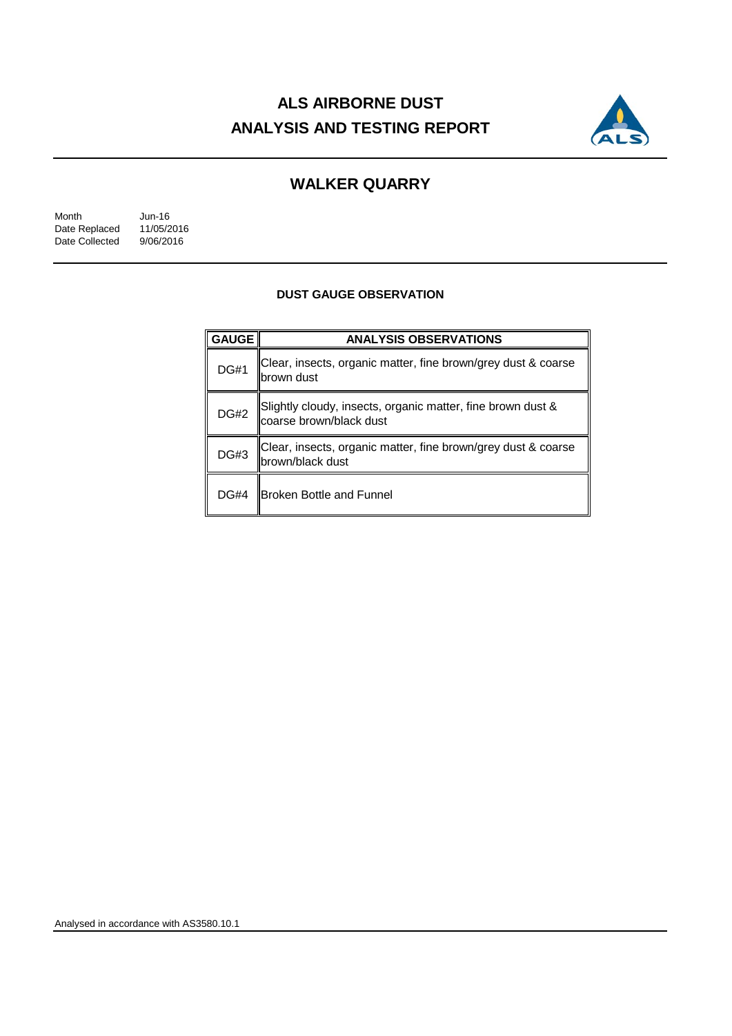# ALS AIRBORNE DUST ANALYSIS AND TESTING REPORT

## WALKER QUARRY

Month Jun-16
Date Replaced 11/05/2016
Date Collected 9/06/2016

### DUST GAUGE OBSERVATION

| GAUGE | ANALYSIS OBSERVATIONS |
|---|---|
| DG#1 | Clear, insects, organic matter, fine brown/grey dust & coarse brown dust |
| DG#2 | Slightly cloudy, insects, organic matter, fine brown dust & coarse brown/black dust |
| DG#3 | Clear, insects, organic matter, fine brown/grey dust & coarse brown/black dust |
| DG#4 | Broken Bottle and Funnel |

Analysed in accordance with AS3580.10.1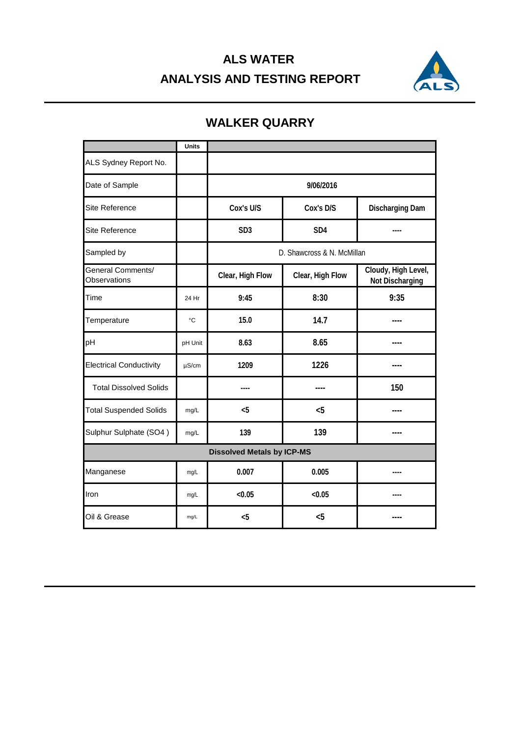# ALS WATER

# ANALYSIS AND TESTING REPORT

## WALKER QUARRY

| | Units | | | |
|---|---|---|---|---|
| ALS Sydney Report No. | | | | |
| Date of Sample | | 9/06/2016 | | |
| Site Reference | | Cox's U/S | Cox's D/S | Discharging Dam |
| Site Reference | | SD3 | SD4 | ---- |
| Sampled by | | D. Shawcross & N. McMillan | | |
| General Comments/ Observations | | Clear, High Flow | Clear, High Flow | Cloudy, High Level, Not Discharging |
| Time | 24 Hr | 9:45 | 8:30 | 9:35 |
| Temperature | °C | 15.0 | 14.7 | ---- |
| pH | pH Unit | 8.63 | 8.65 | ---- |
| Electrical Conductivity | µS/cm | 1209 | 1226 | ---- |
| Total Dissolved Solids | | ---- | ---- | 150 |
| Total Suspended Solids | mg/L | <5 | <5 | ---- |
| Sulphur Sulphate (SO4 ) | mg/L | 139 | 139 | ---- |
| **Dissolved Metals by ICP-MS** | | | | |
| Manganese | mg/L | 0.007 | 0.005 | ---- |
| Iron | mg/L | <0.05 | <0.05 | ---- |
| Oil & Grease | mg/L | <5 | <5 | ---- |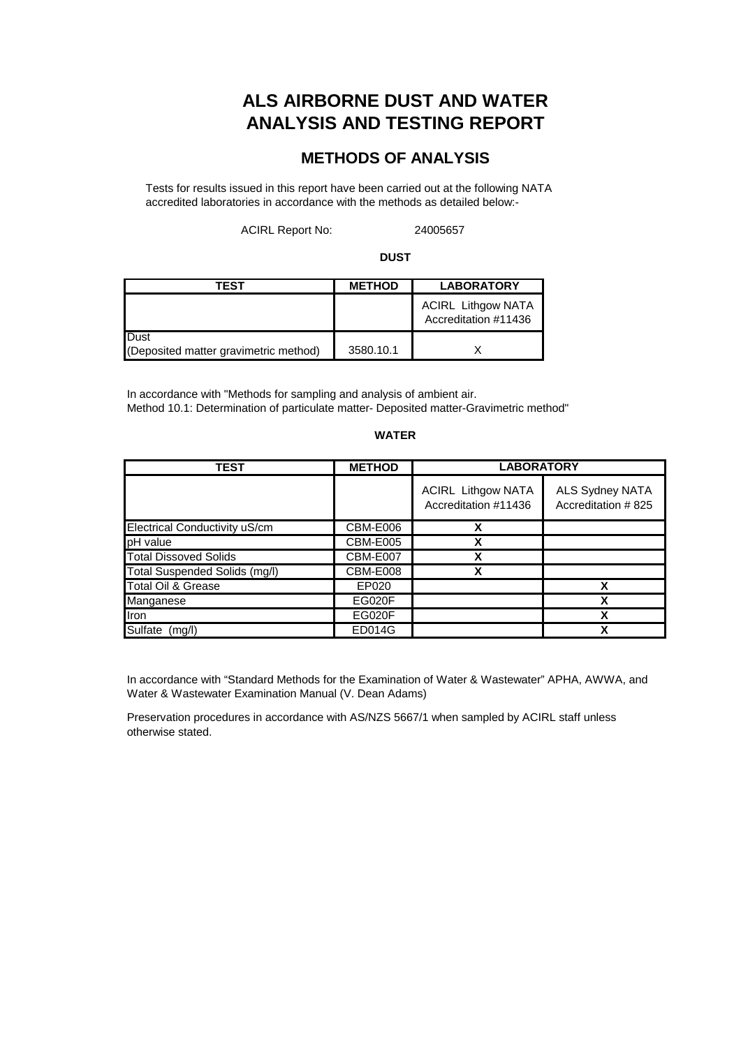# ALS AIRBORNE DUST AND WATER ANALYSIS AND TESTING REPORT

## METHODS OF ANALYSIS

Tests for results issued in this report have been carried out at the following NATA accredited laboratories in accordance with the methods as detailed below:-

ACIRL Report No: 24005657

**DUST**

| TEST | METHOD | LABORATORY |
|---|---|---|
| | | ACIRL Lithgow NATA Accreditation #11436 |
| Dust (Deposited matter gravimetric method) | 3580.10.1 | X |

In accordance with "Methods for sampling and analysis of ambient air.
Method 10.1: Determination of particulate matter- Deposited matter-Gravimetric method"

**WATER**

| TEST | METHOD | LABORATORY | |
|---|---|---|---|
| | | ACIRL Lithgow NATA Accreditation #11436 | ALS Sydney NATA Accreditation # 825 |
| Electrical Conductivity uS/cm | CBM-E006 | X | |
| pH value | CBM-E005 | X | |
| Total Dissoved Solids | CBM-E007 | X | |
| Total Suspended Solids (mg/l) | CBM-E008 | X | |
| Total Oil & Grease | EP020 | | X |
| Manganese | EG020F | | X |
| Iron | EG020F | | X |
| Sulfate (mg/l) | ED014G | | X |

In accordance with “Standard Methods for the Examination of Water & Wastewater” APHA, AWWA, and Water & Wastewater Examination Manual (V. Dean Adams)

Preservation procedures in accordance with AS/NZS 5667/1 when sampled by ACIRL staff unless otherwise stated.